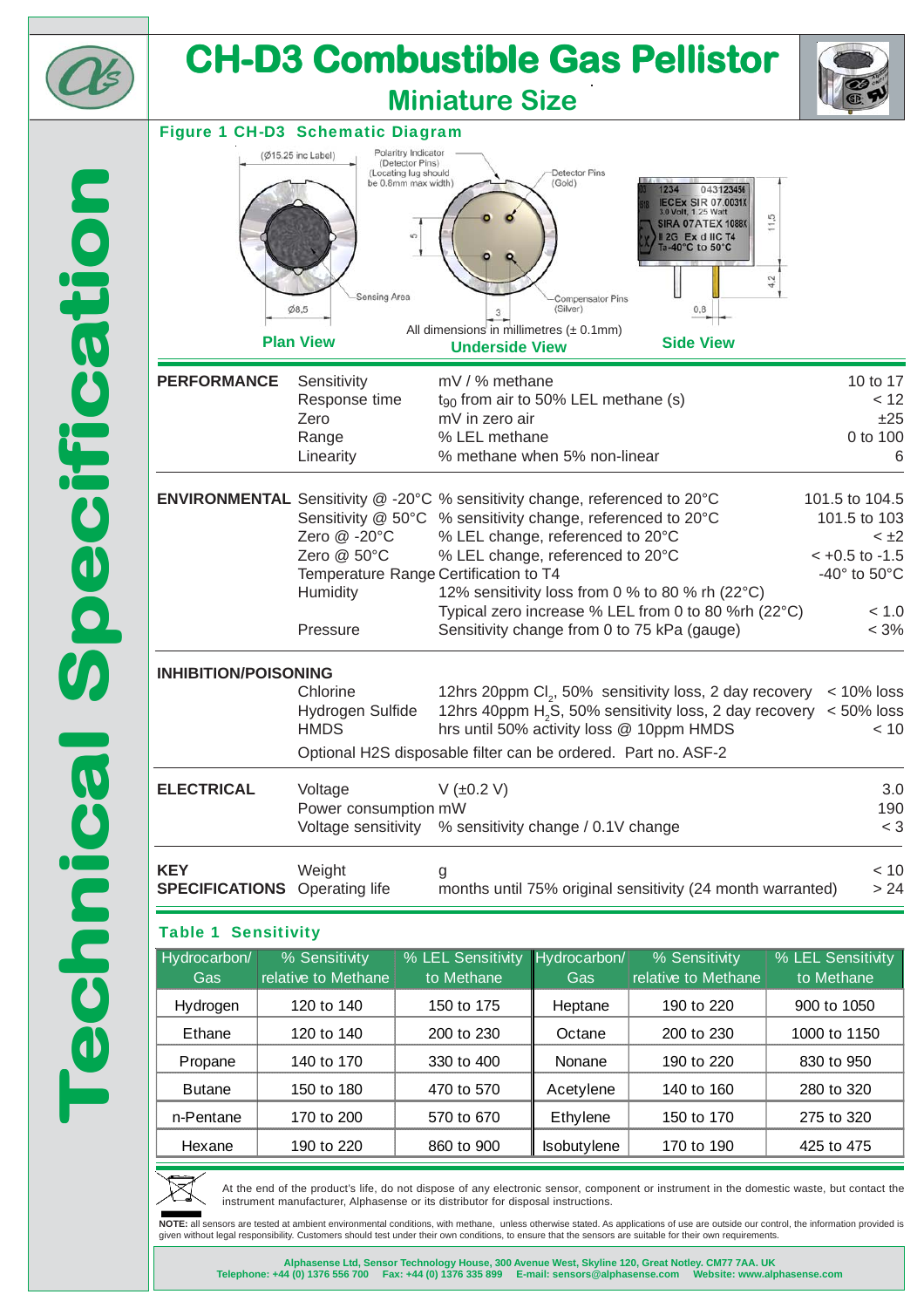# CH-D3 Combustible Gas Pellistor

## Miniature Size

Technical Specification

### Figure 1 CH-D3 Schematic Diagram

(Ø15.25 inc Label)

Polarity Indicator (Detector Pins) (Locating lug should be 0.8mm max width)

Detector Pins (Gold)

Sensing Area

Compensator Pins (Silver)

Ø8.5

All dimensions in millimetres (± 0.1mm)

Plan View | Underside View | Side View

| | | | |
|---|---|---|---|
| **PERFORMANCE** | Sensitivity | mV / % methane | 10 to 17 |
| | Response time | $t_{90}$ from air to 50% LEL methane (s) | < 12 |
| | Zero | mV in zero air | ±25 |
| | Range | % LEL methane | 0 to 100 |
| | Linearity | % methane when 5% non-linear | 6 |
| **ENVIRONMENTAL** | Sensitivity @ -20°C | % sensitivity change, referenced to 20°C | 101.5 to 104.5 |
| | Sensitivity @ 50°C | % sensitivity change, referenced to 20°C | 101.5 to 103 |
| | Zero @ -20°C | % LEL change, referenced to 20°C | < ±2 |
| | Zero @ 50°C | % LEL change, referenced to 20°C | < +0.5 to -1.5 |
| | Temperature Range | Certification to T4 | -40° to 50°C |
| | Humidity | 12% sensitivity loss from 0 % to 80 % rh (22°C) | |
| | | Typical zero increase % LEL from 0 to 80 %rh (22°C) | < 1.0 |
| | Pressure | Sensitivity change from 0 to 75 kPa (gauge) | < 3% |
| **INHIBITION/POISONING** | Chlorine | 12hrs 20ppm $Cl_2$, 50% sensitivity loss, 2 day recovery | < 10% loss |
| | Hydrogen Sulfide | 12hrs 40ppm $H_2S$, 50% sensitivity loss, 2 day recovery | < 50% loss |
| | HMDS | hrs until 50% activity loss @ 10ppm HMDS | < 10 |
| | Optional H2S disposable filter can be ordered. Part no. ASF-2 | | |
| **ELECTRICAL** | Voltage | V (±0.2 V) | 3.0 |
| | Power consumption | mW | 190 |
| | Voltage sensitivity | % sensitivity change / 0.1V change | < 3 |
| **KEY SPECIFICATIONS** | Weight | g | < 10 |
| | Operating life | months until 75% original sensitivity (24 month warranted) | > 24 |

### Table 1 Sensitivity

| Hydrocarbon/ Gas | % Sensitivity relative to Methane | % LEL Sensitivity to Methane | Hydrocarbon/ Gas | % Sensitivity relative to Methane | % LEL Sensitivity to Methane |
|---|---|---|---|---|---|
| Hydrogen | 120 to 140 | 150 to 175 | Heptane | 190 to 220 | 900 to 1050 |
| Ethane | 120 to 140 | 200 to 230 | Octane | 200 to 230 | 1000 to 1150 |
| Propane | 140 to 170 | 330 to 400 | Nonane | 190 to 220 | 830 to 950 |
| Butane | 150 to 180 | 470 to 570 | Acetylene | 140 to 160 | 280 to 320 |
| n-Pentane | 170 to 200 | 570 to 670 | Ethylene | 150 to 170 | 275 to 320 |
| Hexane | 190 to 220 | 860 to 900 | Isobutylene | 170 to 190 | 425 to 475 |

At the end of the product's life, do not dispose of any electronic sensor, component or instrument in the domestic waste, but contact the instrument manufacturer, Alphasense or its distributor for disposal instructions.

**NOTE:** all sensors are tested at ambient environmental conditions, with methane, unless otherwise stated. As applications of use are outside our control, the information provided is given without legal responsibility. Customers should test under their own conditions, to ensure that the sensors are suitable for their own requirements.

**Alphasense Ltd, Sensor Technology House, 300 Avenue West, Skyline 120, Great Notley. CM77 7AA. UK**
**Telephone: +44 (0) 1376 556 700 Fax: +44 (0) 1376 335 899 E-mail: sensors@alphasense.com Website: www.alphasense.com**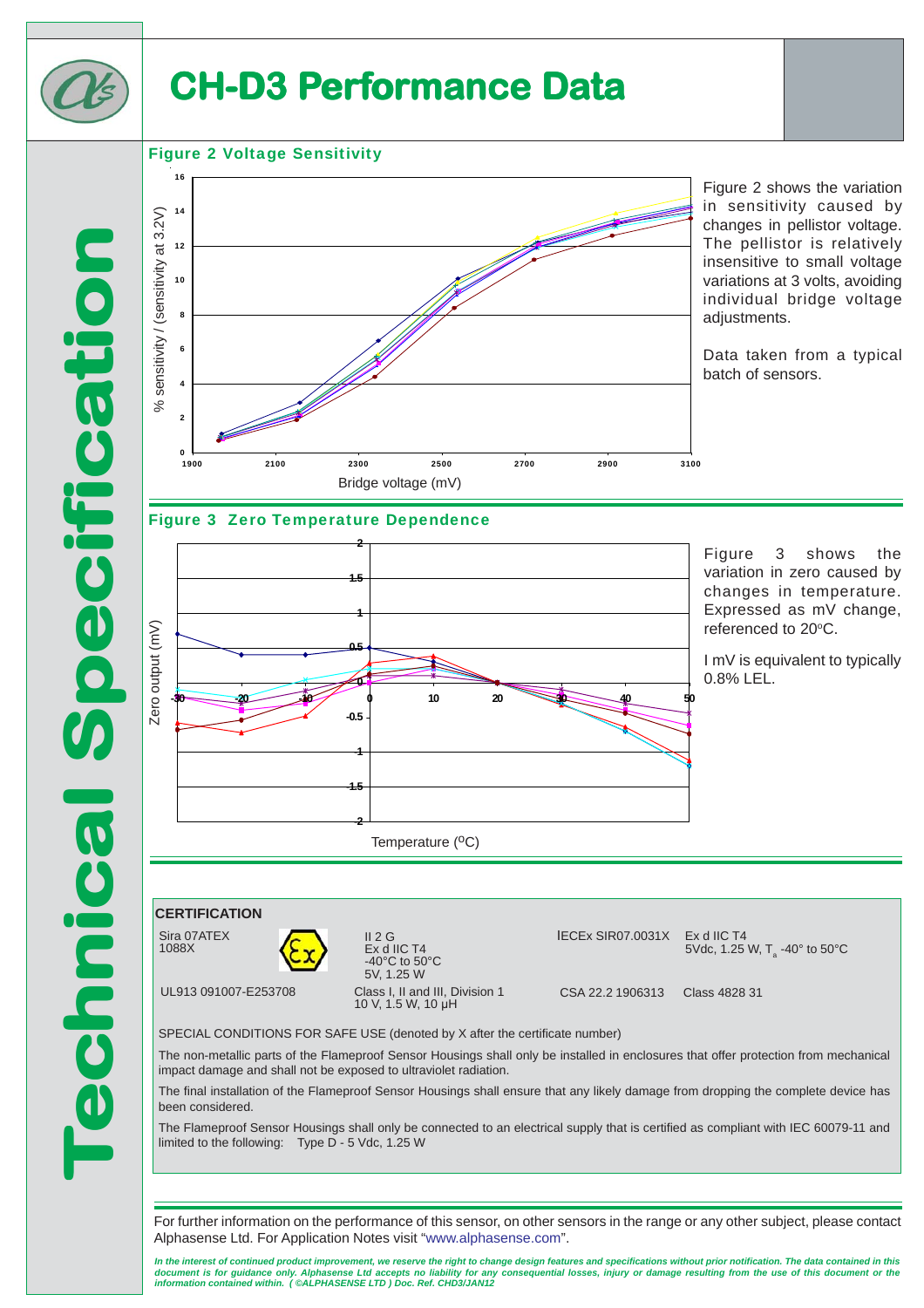# CH-D3 Performance Data

Technical Specification

## Figure 2 Voltage Sensitivity

% sensitivity / (sensitivity at 3.2V)

16
14
12
10
8
6
4
2
0

1900 2100 2300 2500 2700 2900 3100

Bridge voltage (mV)

Figure 2 shows the variation in sensitivity caused by changes in pellistor voltage. The pellistor is relatively insensitive to small voltage variations at 3 volts, avoiding individual bridge voltage adjustments.

Data taken from a typical batch of sensors.

## Figure 3 Zero Temperature Dependence

Zero output (mV)

2
1.5
1
0.5
0
-0.5
-1
-1.5
-2

-30 -20 -10 0 10 20 30 40 50

Temperature ($^{O}$C)

Figure 3 shows the variation in zero caused by changes in temperature. Expressed as mV change, referenced to 20$^{o}$C.

I mV is equivalent to typically 0.8% LEL.

## CERTIFICATION

| | | | | |
|---|---|---|---|---|
| Sira 07ATEX 1088X | | II 2 G<br>Ex d IIC T4<br>-40°C to 50°C<br>5V, 1.25 W | IECEx SIR07.0031X | Ex d IIC T4<br>5Vdc, 1.25 W, $T_a$ -40° to 50°C |
| UL913 091007-E253708 | | Class I, II and III, Division 1<br>10 V, 1.5 W, 10 µH | CSA 22.2 1906313 | Class 4828 31 |

SPECIAL CONDITIONS FOR SAFE USE (denoted by X after the certificate number)

The non-metallic parts of the Flameproof Sensor Housings shall only be installed in enclosures that offer protection from mechanical impact damage and shall not be exposed to ultraviolet radiation.

The final installation of the Flameproof Sensor Housings shall ensure that any likely damage from dropping the complete device has been considered.

The Flameproof Sensor Housings shall only be connected to an electrical supply that is certified as compliant with IEC 60079-11 and limited to the following: Type D - 5 Vdc, 1.25 W

For further information on the performance of this sensor, on other sensors in the range or any other subject, please contact Alphasense Ltd. For Application Notes visit "www.alphasense.com".

*In the interest of continued product improvement, we reserve the right to change design features and specifications without prior notification. The data contained in this document is for guidance only. Alphasense Ltd accepts no liability for any consequential losses, injury or damage resulting from the use of this document or the information contained within. ( ©ALPHASENSE LTD ) Doc. Ref. CHD3/JAN12*